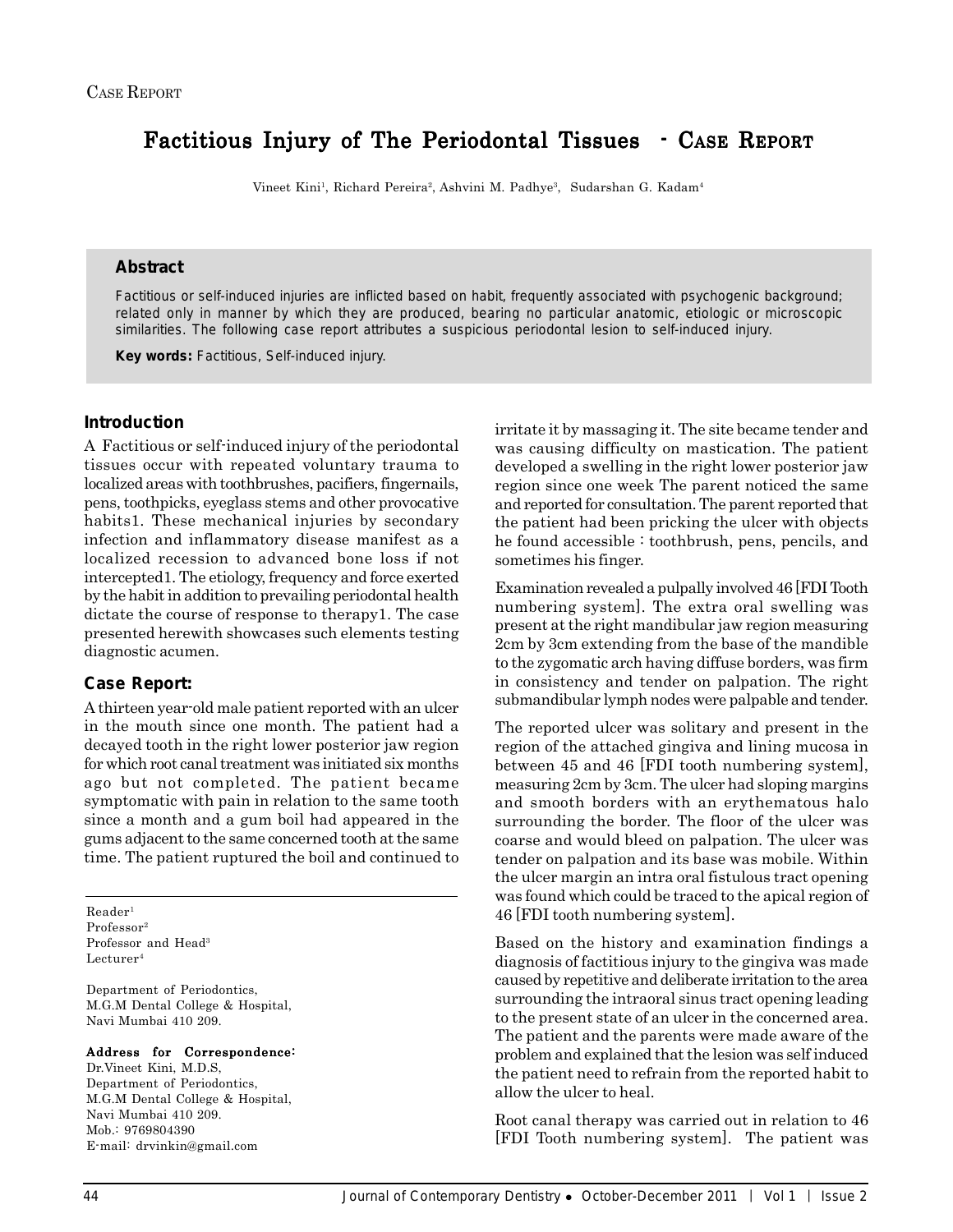Case Report

# Factitious Injury of The Periodontal Tissues - Case Report

Vineet Kini[1], Richard Pereira[2], Ashvini M. Padhye[3], Sudarshan G. Kadam[4]

## Abstract

Factitious or self-induced injuries are inflicted based on habit, frequently associated with psychogenic background; related only in manner by which they are produced, bearing no particular anatomic, etiologic or microscopic similarities. The following case report attributes a suspicious periodontal lesion to self-induced injury.

**Key words:** Factitious, Self-induced injury.

## Introduction

A Factitious or self-induced injury of the periodontal tissues occur with repeated voluntary trauma to localized areas with toothbrushes, pacifiers, fingernails, pens, toothpicks, eyeglass stems and other provocative habits1. These mechanical injuries by secondary infection and inflammatory disease manifest as a localized recession to advanced bone loss if not intercepted1. The etiology, frequency and force exerted by the habit in addition to prevailing periodontal health dictate the course of response to therapy1. The case presented herewith showcases such elements testing diagnostic acumen.

## Case Report:

A thirteen year-old male patient reported with an ulcer in the mouth since one month. The patient had a decayed tooth in the right lower posterior jaw region for which root canal treatment was initiated six months ago but not completed. The patient became symptomatic with pain in relation to the same tooth since a month and a gum boil had appeared in the gums adjacent to the same concerned tooth at the same time. The patient ruptured the boil and continued to irritate it by massaging it. The site became tender and was causing difficulty on mastication. The patient developed a swelling in the right lower posterior jaw region since one week The parent noticed the same and reported for consultation. The parent reported that the patient had been pricking the ulcer with objects he found accessible : toothbrush, pens, pencils, and sometimes his finger.

Examination revealed a pulpally involved 46 [FDI Tooth numbering system]. The extra oral swelling was present at the right mandibular jaw region measuring 2cm by 3cm extending from the base of the mandible to the zygomatic arch having diffuse borders, was firm in consistency and tender on palpation. The right submandibular lymph nodes were palpable and tender.

The reported ulcer was solitary and present in the region of the attached gingiva and lining mucosa in between 45 and 46 [FDI tooth numbering system], measuring 2cm by 3cm. The ulcer had sloping margins and smooth borders with an erythematous halo surrounding the border. The floor of the ulcer was coarse and would bleed on palpation. The ulcer was tender on palpation and its base was mobile. Within the ulcer margin an intra oral fistulous tract opening was found which could be traced to the apical region of 46 [FDI tooth numbering system].

Based on the history and examination findings a diagnosis of factitious injury to the gingiva was made caused by repetitive and deliberate irritation to the area surrounding the intraoral sinus tract opening leading to the present state of an ulcer in the concerned area. The patient and the parents were made aware of the problem and explained that the lesion was self induced the patient need to refrain from the reported habit to allow the ulcer to heal.

Root canal therapy was carried out in relation to 46 [FDI Tooth numbering system]. The patient was

Reader[1]
Professor[2]
Professor and Head[3]
Lecturer[4]

Department of Periodontics,
M.G.M Dental College & Hospital,
Navi Mumbai 410 209.

**Address for Correspondence:**
Dr.Vineet Kini, M.D.S,
Department of Periodontics,
M.G.M Dental College & Hospital,
Navi Mumbai 410 209.
Mob.: 9769804390
E-mail: drvinkin@gmail.com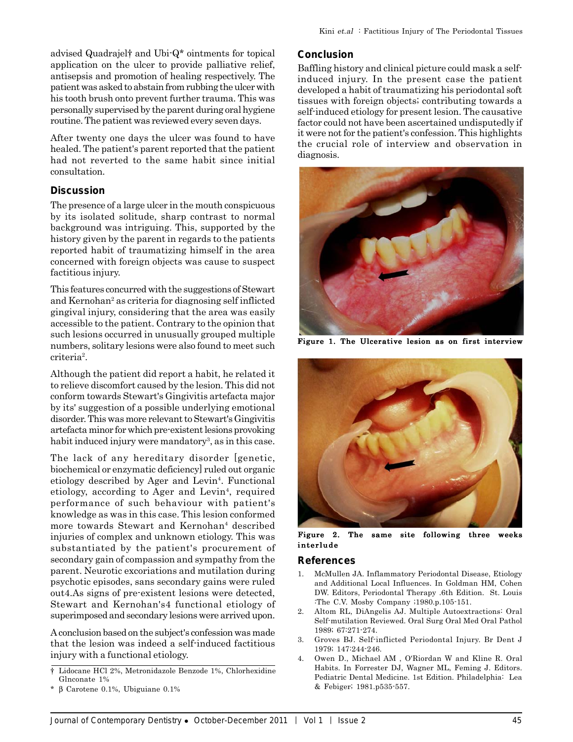advised Quadrajel† and Ubi-Q* ointments for topical application on the ulcer to provide palliative relief, antisepsis and promotion of healing respectively. The patient was asked to abstain from rubbing the ulcer with his tooth brush onto prevent further trauma. This was personally supervised by the parent during oral hygiene routine. The patient was reviewed every seven days.

After twenty one days the ulcer was found to have healed. The patient's parent reported that the patient had not reverted to the same habit since initial consultation.

## Discussion

The presence of a large ulcer in the mouth conspicuous by its isolated solitude, sharp contrast to normal background was intriguing. This, supported by the history given by the parent in regards to the patients reported habit of traumatizing himself in the area concerned with foreign objects was cause to suspect factitious injury.

This features concurred with the suggestions of Stewart and Kernohan[2] as criteria for diagnosing self inflicted gingival injury, considering that the area was easily accessible to the patient. Contrary to the opinion that such lesions occurred in unusually grouped multiple numbers, solitary lesions were also found to meet such criteria[2].

Although the patient did report a habit, he related it to relieve discomfort caused by the lesion. This did not conform towards Stewart's Gingivitis artefacta major by its' suggestion of a possible underlying emotional disorder. This was more relevant to Stewart's Gingivitis artefacta minor for which pre-existent lesions provoking habit induced injury were mandatory[3], as in this case.

The lack of any hereditary disorder [genetic, biochemical or enzymatic deficiency] ruled out organic etiology described by Ager and Levin[4]. Functional etiology, according to Ager and Levin[4], required performance of such behaviour with patient's knowledge as was in this case. This lesion conformed more towards Stewart and Kernohan[4] described injuries of complex and unknown etiology. This was substantiated by the patient's procurement of secondary gain of compassion and sympathy from the parent. Neurotic excoriations and mutilation during psychotic episodes, sans secondary gains were ruled out4.As signs of pre-existent lesions were detected, Stewart and Kernohan's4 functional etiology of superimposed and secondary lesions were arrived upon.

A conclusion based on the subject's confession was made that the lesion was indeed a self-induced factitious injury with a functional etiology.

† Lidocane HCl 2%, Metronidazole Benzode 1%, Chlorhexidine Glnconate 1%

* β Carotene 0.1%, Ubiguiane 0.1%

## Conclusion

Baffling history and clinical picture could mask a self-induced injury. In the present case the patient developed a habit of traumatizing his periodontal soft tissues with foreign objects; contributing towards a self-induced etiology for present lesion. The causative factor could not have been ascertained undisputedly if it were not for the patient's confession. This highlights the crucial role of interview and observation in diagnosis.

Figure 1. The Ulcerative lesion as on first interview

Figure 2. The same site following three weeks interlude

## References

1. McMullen JA. Inflammatory Periodontal Disease, Etiology and Additional Local Influences. In Goldman HM, Cohen DW. Editors, Periodontal Therapy .6th Edition. St. Louis :The C.V. Mosby Company ;1980.p.105-151.
2. Altom RL, DiAngelis AJ. Multiple Autoextractions: Oral Self-mutilation Reviewed. Oral Surg Oral Med Oral Pathol 1989; 67:271-274.
3. Groves BJ. Self-inflicted Periodontal Injury. Br Dent J 1979; 147:244-246.
4. Owen D., Michael AM , O'Riordan W and Kline R. Oral Habits. In Forrester DJ, Wagner ML, Feming J. Editors. Pediatric Dental Medicine. 1st Edition. Philadelphia: Lea & Febiger; 1981.p535-557.